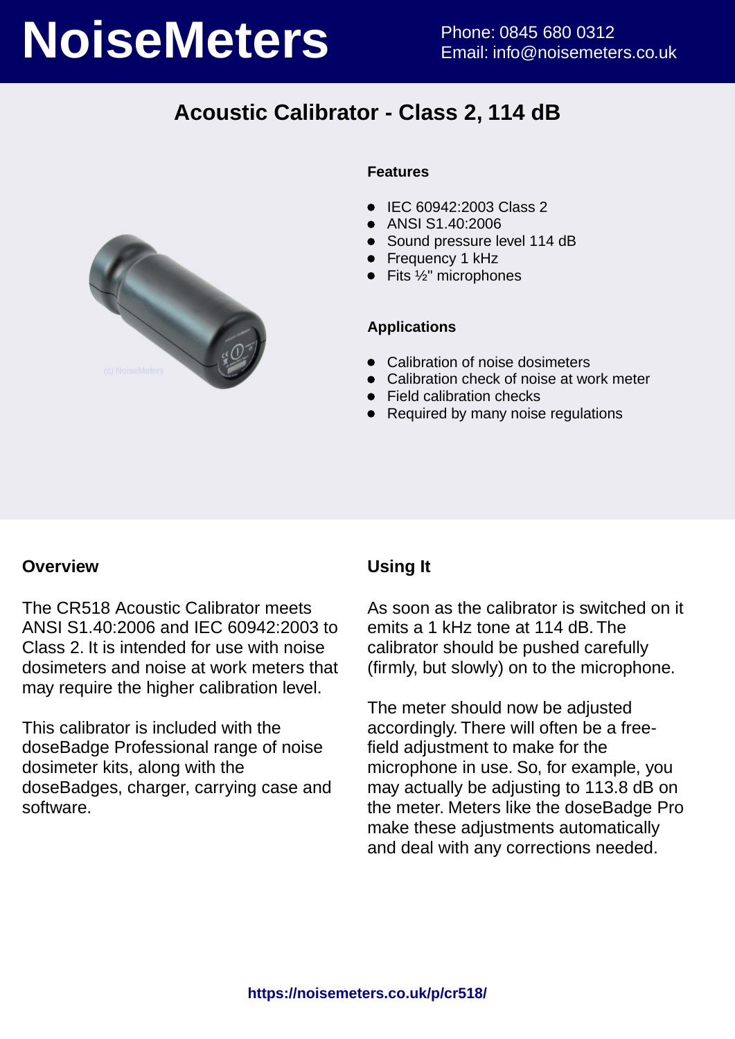# NoiseMeters

Phone: 0845 680 0312
Email: info@noisemeters.co.uk

## Acoustic Calibrator - Class 2, 114 dB

### Features

- IEC 60942:2003 Class 2
- ANSI S1.40:2006
- Sound pressure level 114 dB
- Frequency 1 kHz
- Fits ½" microphones

### Applications

- Calibration of noise dosimeters
- Calibration check of noise at work meter
- Field calibration checks
- Required by many noise regulations

### Overview

The CR518 Acoustic Calibrator meets ANSI S1.40:2006 and IEC 60942:2003 to Class 2. It is intended for use with noise dosimeters and noise at work meters that may require the higher calibration level.

This calibrator is included with the doseBadge Professional range of noise dosimeter kits, along with the doseBadges, charger, carrying case and software.

### Using It

As soon as the calibrator is switched on it emits a 1 kHz tone at 114 dB. The calibrator should be pushed carefully (firmly, but slowly) on to the microphone.

The meter should now be adjusted accordingly. There will often be a free-field adjustment to make for the microphone in use. So, for example, you may actually be adjusting to 113.8 dB on the meter. Meters like the doseBadge Pro make these adjustments automatically and deal with any corrections needed.

**https://noisemeters.co.uk/p/cr518/**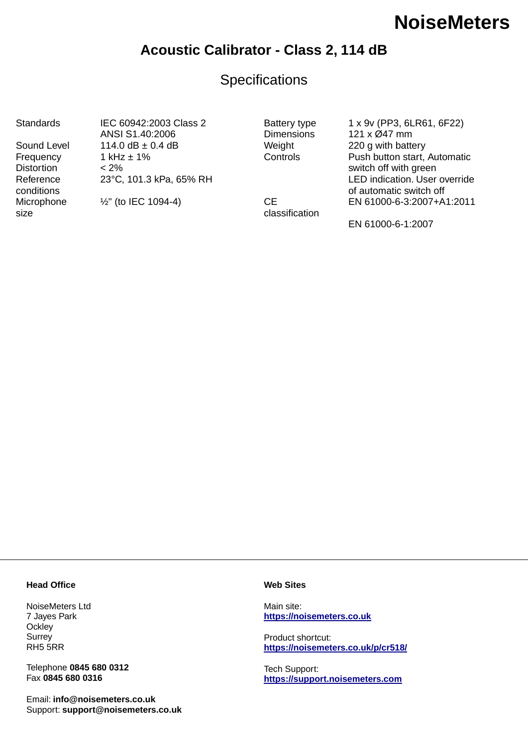# NoiseMeters

## Acoustic Calibrator - Class 2, 114 dB

### Specifications

| | |
|---|---|
| Standards | IEC 60942:2003 Class 2<br>ANSI S1.40:2006 |
| Sound Level | 114.0 dB ± 0.4 dB |
| Frequency | 1 kHz ± 1% |
| Distortion | < 2% |
| Reference conditions | 23°C, 101.3 kPa, 65% RH |
| Microphone size | ½" (to IEC 1094-4) |
| Battery type | 1 x 9v (PP3, 6LR61, 6F22) |
| Dimensions | 121 x Ø47 mm |
| Weight | 220 g with battery |
| Controls | Push button start, Automatic switch off with green LED indication. User override of automatic switch off |
| CE classification | EN 61000-6-3:2007+A1:2011<br>EN 61000-6-1:2007 |

**Head Office**

NoiseMeters Ltd
7 Jayes Park
Ockley
Surrey
RH5 5RR

Telephone **0845 680 0312**
Fax **0845 680 0316**

Email: **info@noisemeters.co.uk**
Support: **support@noisemeters.co.uk**

**Web Sites**

Main site:
**https://noisemeters.co.uk**

Product shortcut:
**https://noisemeters.co.uk/p/cr518/**

Tech Support:
**https://support.noisemeters.com**